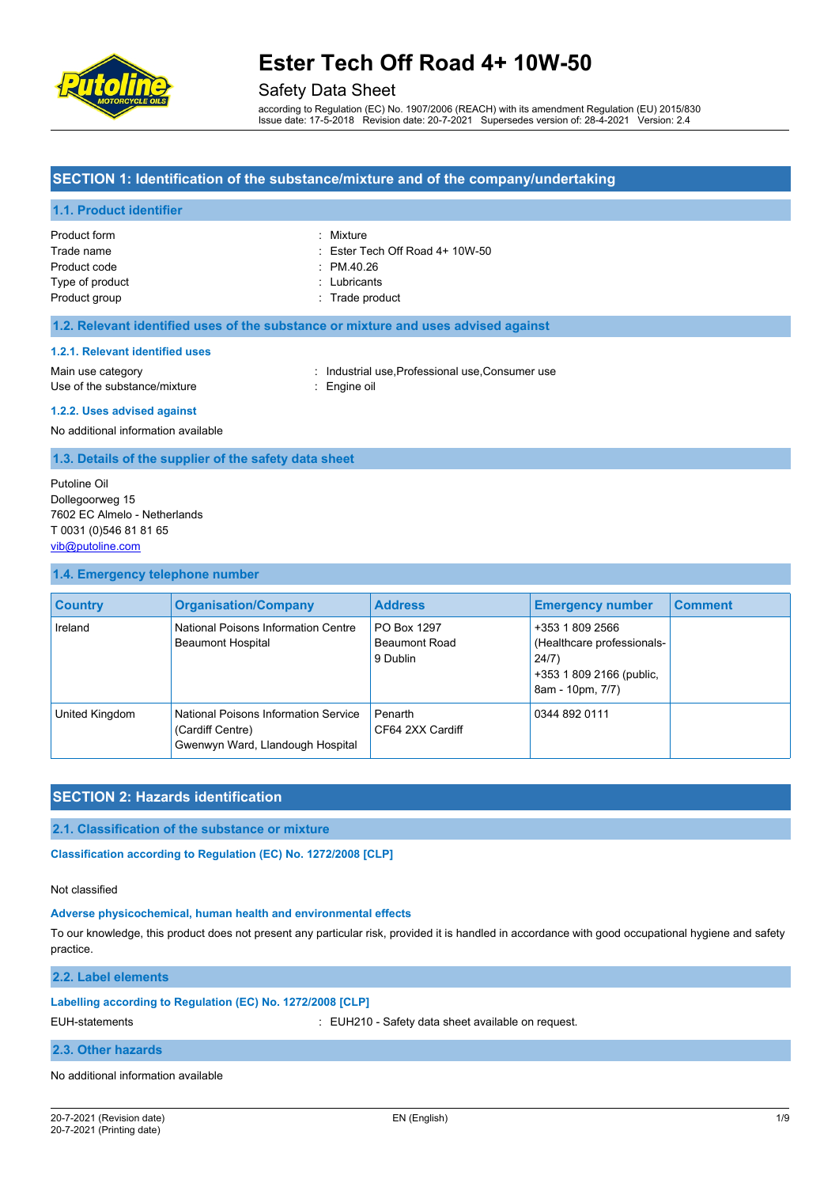# Ester Tech Off Road 4+ 10W-50

## Safety Data Sheet

according to Regulation (EC) No. 1907/2006 (REACH) with its amendment Regulation (EU) 2015/830
Issue date: 17-5-2018 Revision date: 20-7-2021 Supersedes version of: 28-4-2021 Version: 2.4

## SECTION 1: Identification of the substance/mixture and of the company/undertaking

### 1.1. Product identifier

Product form : Mixture
Trade name : Ester Tech Off Road 4+ 10W-50
Product code : PM.40.26
Type of product : Lubricants
Product group : Trade product

### 1.2. Relevant identified uses of the substance or mixture and uses advised against

#### 1.2.1. Relevant identified uses

Main use category : Industrial use,Professional use,Consumer use
Use of the substance/mixture : Engine oil

#### 1.2.2. Uses advised against

No additional information available

### 1.3. Details of the supplier of the safety data sheet

Putoline Oil
Dollegoorweg 15
7602 EC Almelo - Netherlands
T 0031 (0)546 81 81 65
vib@putoline.com

### 1.4. Emergency telephone number

| Country | Organisation/Company | Address | Emergency number | Comment |
|---|---|---|---|---|
| Ireland | National Poisons Information Centre Beaumont Hospital | PO Box 1297 Beaumont Road 9 Dublin | +353 1 809 2566 (Healthcare professionals-24/7) +353 1 809 2166 (public, 8am - 10pm, 7/7) | |
| United Kingdom | National Poisons Information Service (Cardiff Centre) Gwenwyn Ward, Llandough Hospital | Penarth CF64 2XX Cardiff | 0344 892 0111 | |

## SECTION 2: Hazards identification

### 2.1. Classification of the substance or mixture

**Classification according to Regulation (EC) No. 1272/2008 [CLP]**

Not classified

**Adverse physicochemical, human health and environmental effects**

To our knowledge, this product does not present any particular risk, provided it is handled in accordance with good occupational hygiene and safety practice.

### 2.2. Label elements

**Labelling according to Regulation (EC) No. 1272/2008 [CLP]**

EUH-statements : EUH210 - Safety data sheet available on request.

### 2.3. Other hazards

No additional information available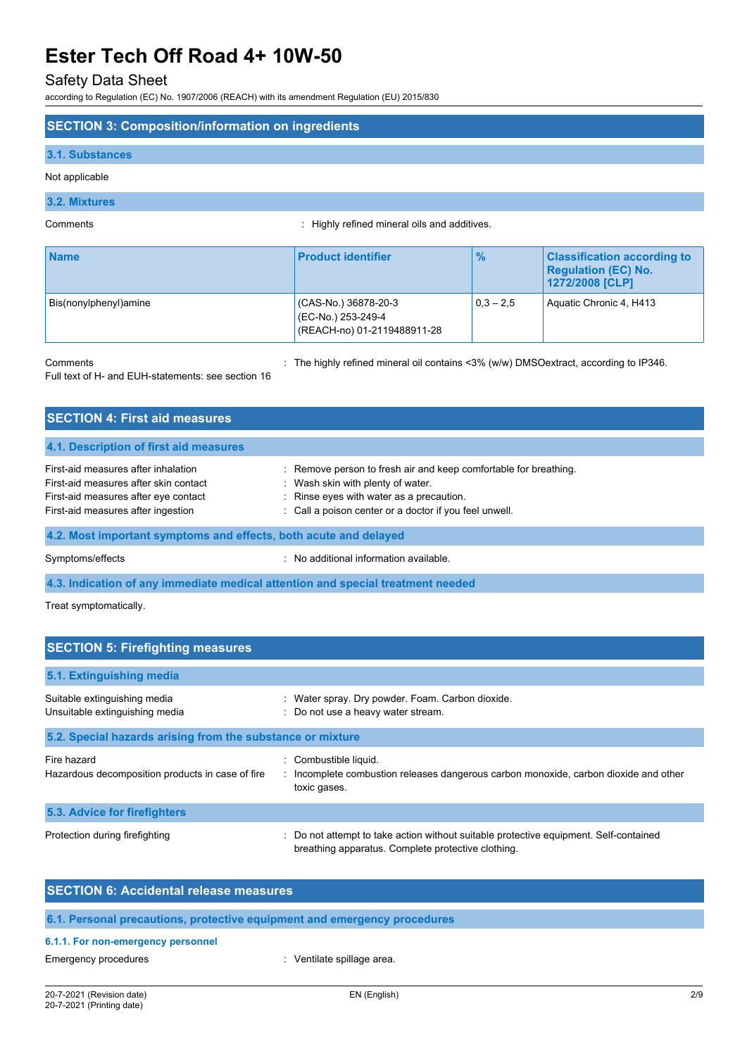## SECTION 3: Composition/information on ingredients

### 3.1. Substances

Not applicable

### 3.2. Mixtures

Comments : Highly refined mineral oils and additives.

| Name | Product identifier | % | Classification according to Regulation (EC) No. 1272/2008 [CLP] |
|---|---|---|---|
| Bis(nonylphenyl)amine | (CAS-No.) 36878-20-3<br>(EC-No.) 253-249-4<br>(REACH-no) 01-2119488911-28 | 0,3 – 2,5 | Aquatic Chronic 4, H413 |

Comments : The highly refined mineral oil contains <3% (w/w) DMSOextract, according to IP346.

Full text of H- and EUH-statements: see section 16

## SECTION 4: First aid measures

### 4.1. Description of first aid measures

First-aid measures after inhalation : Remove person to fresh air and keep comfortable for breathing.
First-aid measures after skin contact : Wash skin with plenty of water.
First-aid measures after eye contact : Rinse eyes with water as a precaution.
First-aid measures after ingestion : Call a poison center or a doctor if you feel unwell.

### 4.2. Most important symptoms and effects, both acute and delayed

Symptoms/effects : No additional information available.

### 4.3. Indication of any immediate medical attention and special treatment needed

Treat symptomatically.

## SECTION 5: Firefighting measures

### 5.1. Extinguishing media

Suitable extinguishing media : Water spray. Dry powder. Foam. Carbon dioxide.
Unsuitable extinguishing media : Do not use a heavy water stream.

### 5.2. Special hazards arising from the substance or mixture

Fire hazard : Combustible liquid.
Hazardous decomposition products in case of fire : Incomplete combustion releases dangerous carbon monoxide, carbon dioxide and other toxic gases.

### 5.3. Advice for firefighters

Protection during firefighting : Do not attempt to take action without suitable protective equipment. Self-contained breathing apparatus. Complete protective clothing.

## SECTION 6: Accidental release measures

### 6.1. Personal precautions, protective equipment and emergency procedures

#### 6.1.1. For non-emergency personnel

Emergency procedures : Ventilate spillage area.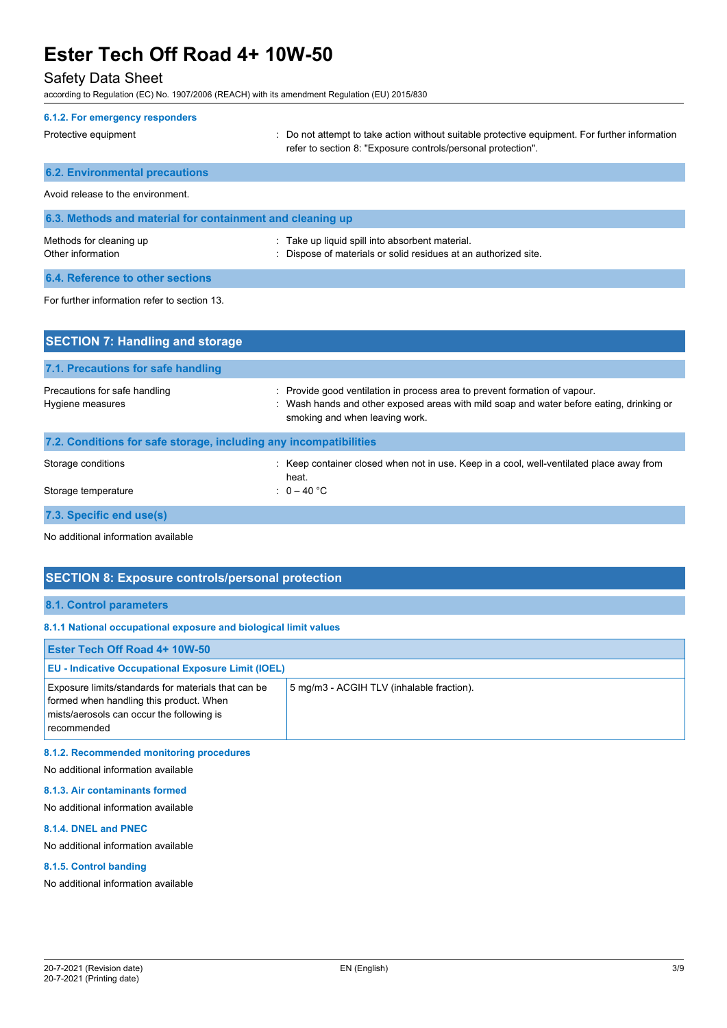#### 6.1.2. For emergency responders

Protective equipment : Do not attempt to take action without suitable protective equipment. For further information refer to section 8: "Exposure controls/personal protection".

### 6.2. Environmental precautions

Avoid release to the environment.

### 6.3. Methods and material for containment and cleaning up

Methods for cleaning up : Take up liquid spill into absorbent material.

Other information : Dispose of materials or solid residues at an authorized site.

### 6.4. Reference to other sections

For further information refer to section 13.

## SECTION 7: Handling and storage

### 7.1. Precautions for safe handling

Precautions for safe handling : Provide good ventilation in process area to prevent formation of vapour.

Hygiene measures : Wash hands and other exposed areas with mild soap and water before eating, drinking or smoking and when leaving work.

### 7.2. Conditions for safe storage, including any incompatibilities

Storage conditions : Keep container closed when not in use. Keep in a cool, well-ventilated place away from heat.

Storage temperature : 0 – 40 °C

### 7.3. Specific end use(s)

No additional information available

## SECTION 8: Exposure controls/personal protection

### 8.1. Control parameters

#### 8.1.1 National occupational exposure and biological limit values

| Ester Tech Off Road 4+ 10W-50 | |
|---|---|
| **EU - Indicative Occupational Exposure Limit (IOEL)** | |
| Exposure limits/standards for materials that can be formed when handling this product. When mists/aerosols can occur the following is recommended | 5 mg/m3 - ACGIH TLV (inhalable fraction). |

#### 8.1.2. Recommended monitoring procedures

No additional information available

#### 8.1.3. Air contaminants formed

No additional information available

#### 8.1.4. DNEL and PNEC

No additional information available

#### 8.1.5. Control banding

No additional information available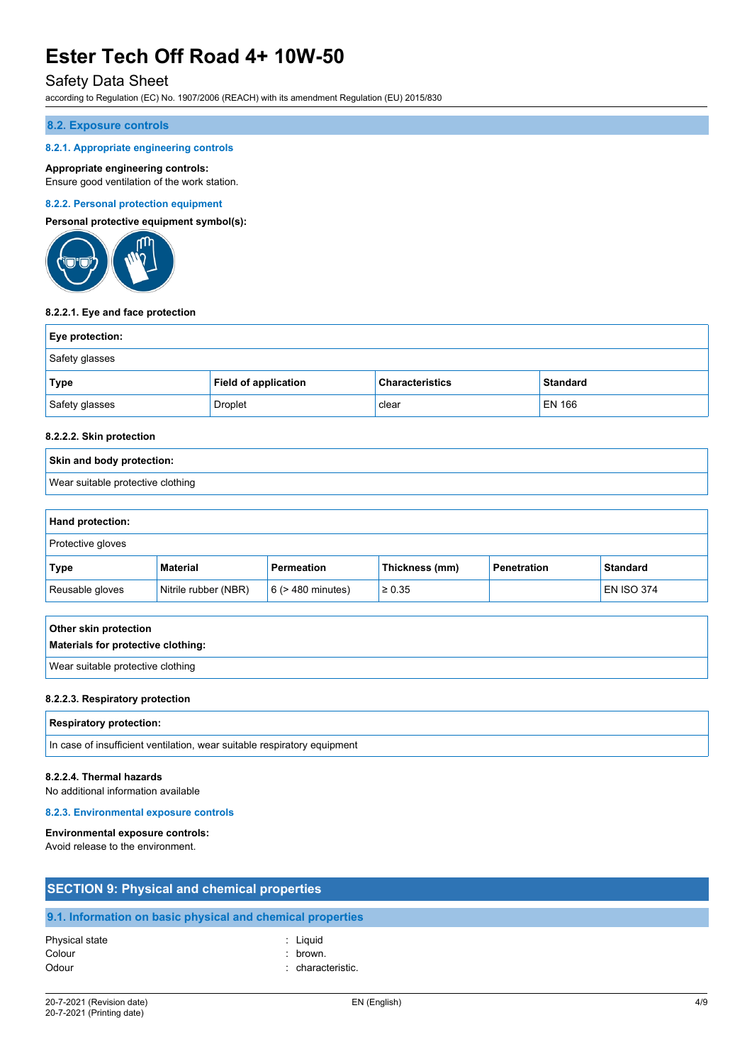### 8.2. Exposure controls

#### 8.2.1. Appropriate engineering controls

**Appropriate engineering controls:**
Ensure good ventilation of the work station.

#### 8.2.2. Personal protection equipment

**Personal protective equipment symbol(s):**

**8.2.2.1. Eye and face protection**

| Eye protection: | | | |
|---|---|---|---|
| Safety glasses | | | |
| **Type** | **Field of application** | **Characteristics** | **Standard** |
| Safety glasses | Droplet | clear | EN 166 |

**8.2.2.2. Skin protection**

| Skin and body protection: |
|---|
| Wear suitable protective clothing |

| Hand protection: | | | | | |
|---|---|---|---|---|---|
| Protective gloves | | | | | |
| **Type** | **Material** | **Permeation** | **Thickness (mm)** | **Penetration** | **Standard** |
| Reusable gloves | Nitrile rubber (NBR) | 6 (> 480 minutes) | ≥ 0.35 | | EN ISO 374 |

| Other skin protection<br>Materials for protective clothing: |
|---|
| Wear suitable protective clothing |

**8.2.2.3. Respiratory protection**

| Respiratory protection: |
|---|
| In case of insufficient ventilation, wear suitable respiratory equipment |

**8.2.2.4. Thermal hazards**

No additional information available

#### 8.2.3. Environmental exposure controls

**Environmental exposure controls:**
Avoid release to the environment.

## SECTION 9: Physical and chemical properties

### 9.1. Information on basic physical and chemical properties

| | |
|---|---|
| Physical state | : Liquid |
| Colour | : brown. |
| Odour | : characteristic. |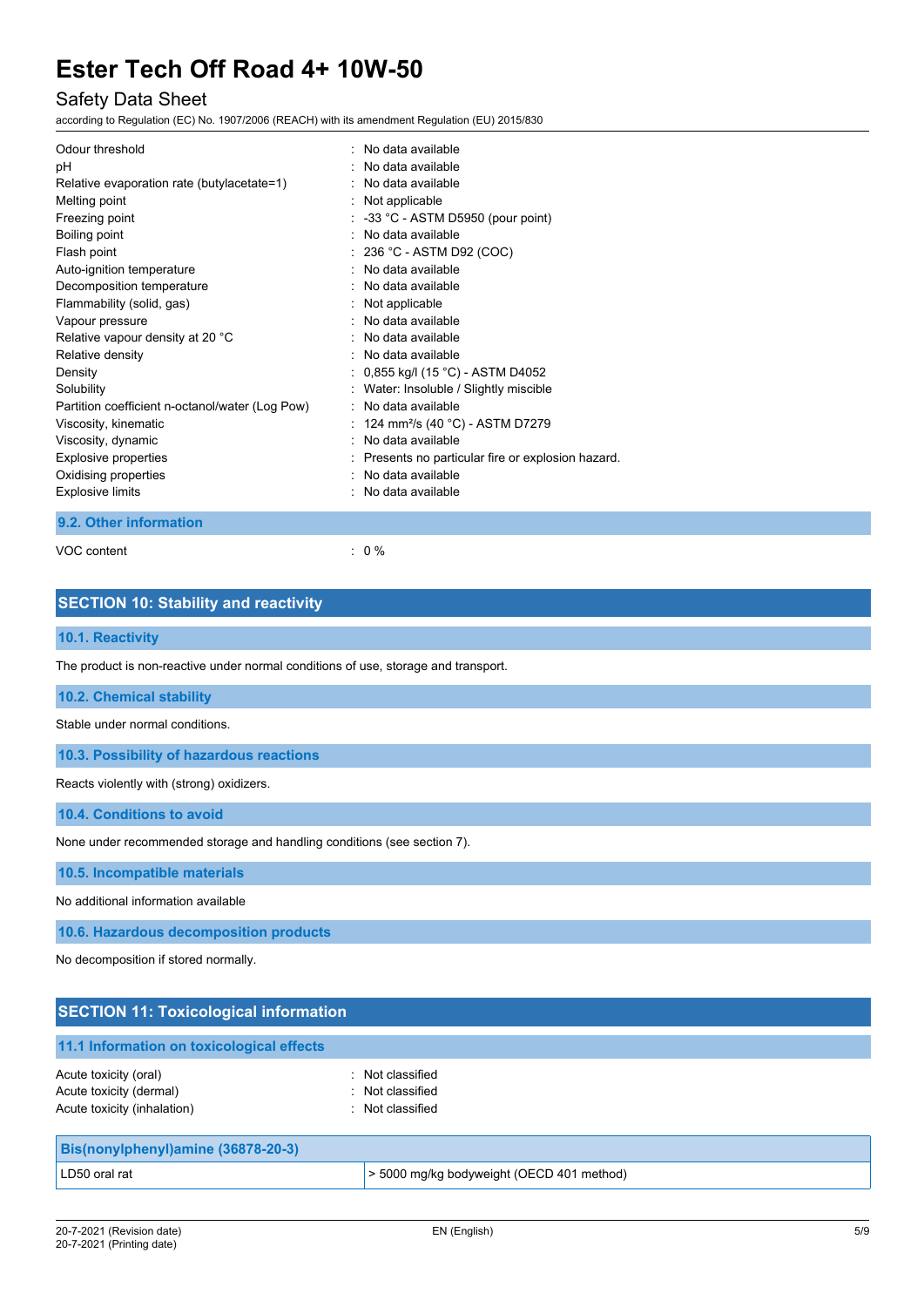| | |
|---|---|
| Odour threshold | : No data available |
| pH | : No data available |
| Relative evaporation rate (butylacetate=1) | : No data available |
| Melting point | : Not applicable |
| Freezing point | : -33 °C - ASTM D5950 (pour point) |
| Boiling point | : No data available |
| Flash point | : 236 °C - ASTM D92 (COC) |
| Auto-ignition temperature | : No data available |
| Decomposition temperature | : No data available |
| Flammability (solid, gas) | : Not applicable |
| Vapour pressure | : No data available |
| Relative vapour density at 20 °C | : No data available |
| Relative density | : No data available |
| Density | : 0,855 kg/l (15 °C) - ASTM D4052 |
| Solubility | : Water: Insoluble / Slightly miscible |
| Partition coefficient n-octanol/water (Log Pow) | : No data available |
| Viscosity, kinematic | : 124 mm²/s (40 °C) - ASTM D7279 |
| Viscosity, dynamic | : No data available |
| Explosive properties | : Presents no particular fire or explosion hazard. |
| Oxidising properties | : No data available |
| Explosive limits | : No data available |

### 9.2. Other information

VOC content : 0 %

## SECTION 10: Stability and reactivity

### 10.1. Reactivity

The product is non-reactive under normal conditions of use, storage and transport.

### 10.2. Chemical stability

Stable under normal conditions.

### 10.3. Possibility of hazardous reactions

Reacts violently with (strong) oxidizers.

### 10.4. Conditions to avoid

None under recommended storage and handling conditions (see section 7).

### 10.5. Incompatible materials

No additional information available

### 10.6. Hazardous decomposition products

No decomposition if stored normally.

## SECTION 11: Toxicological information

### 11.1 Information on toxicological effects

| | |
|---|---|
| Acute toxicity (oral) | : Not classified |
| Acute toxicity (dermal) | : Not classified |
| Acute toxicity (inhalation) | : Not classified |

| Bis(nonylphenyl)amine (36878-20-3) | |
|---|---|
| LD50 oral rat | > 5000 mg/kg bodyweight (OECD 401 method) |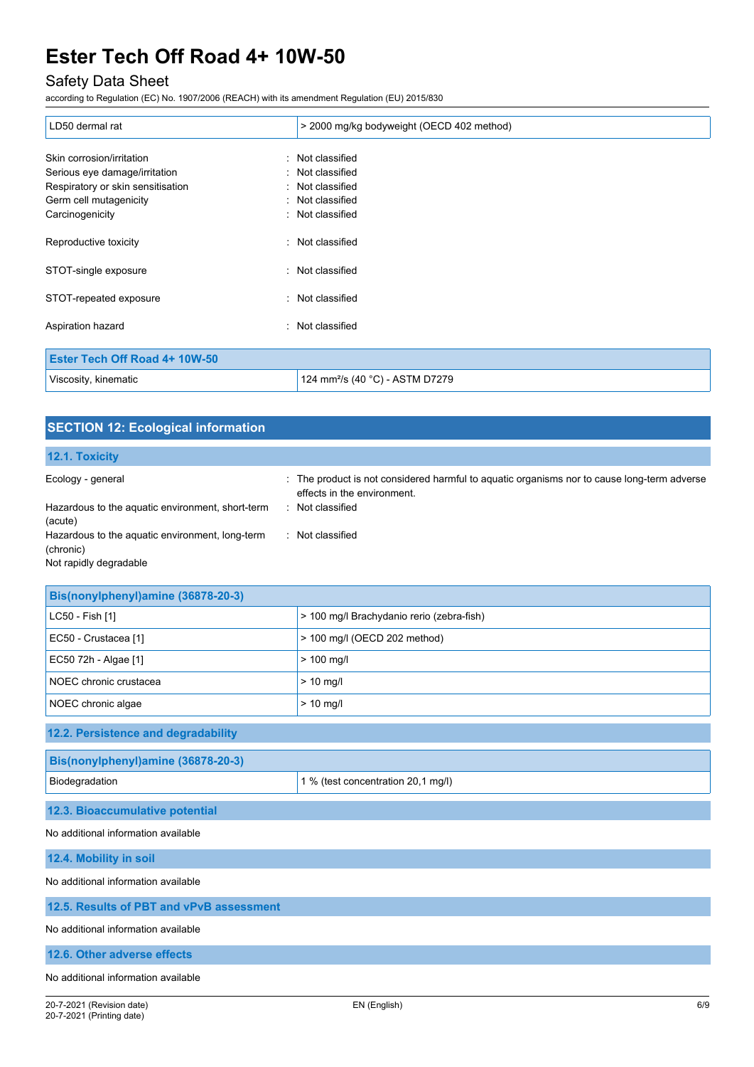| LD50 dermal rat | > 2000 mg/kg bodyweight (OECD 402 method) |
|---|---|

Skin corrosion/irritation : Not classified
Serious eye damage/irritation : Not classified
Respiratory or skin sensitisation : Not classified
Germ cell mutagenicity : Not classified
Carcinogenicity : Not classified

Reproductive toxicity : Not classified

STOT-single exposure : Not classified

STOT-repeated exposure : Not classified

Aspiration hazard : Not classified

| Ester Tech Off Road 4+ 10W-50 | |
|---|---|
| Viscosity, kinematic | 124 $mm^2/s$ (40 °C) - ASTM D7279 |

## SECTION 12: Ecological information

### 12.1. Toxicity

Ecology - general : The product is not considered harmful to aquatic organisms nor to cause long-term adverse effects in the environment.
Hazardous to the aquatic environment, short-term (acute) : Not classified
Hazardous to the aquatic environment, long-term (chronic) : Not classified
Not rapidly degradable

| Bis(nonylphenyl)amine (36878-20-3) | |
|---|---|
| LC50 - Fish [1] | > 100 mg/l Brachydanio rerio (zebra-fish) |
| EC50 - Crustacea [1] | > 100 mg/l (OECD 202 method) |
| EC50 72h - Algae [1] | > 100 mg/l |
| NOEC chronic crustacea | > 10 mg/l |
| NOEC chronic algae | > 10 mg/l |

### 12.2. Persistence and degradability

| Bis(nonylphenyl)amine (36878-20-3) | |
|---|---|
| Biodegradation | 1 % (test concentration 20,1 mg/l) |

### 12.3. Bioaccumulative potential

No additional information available

### 12.4. Mobility in soil

No additional information available

### 12.5. Results of PBT and vPvB assessment

No additional information available

### 12.6. Other adverse effects

No additional information available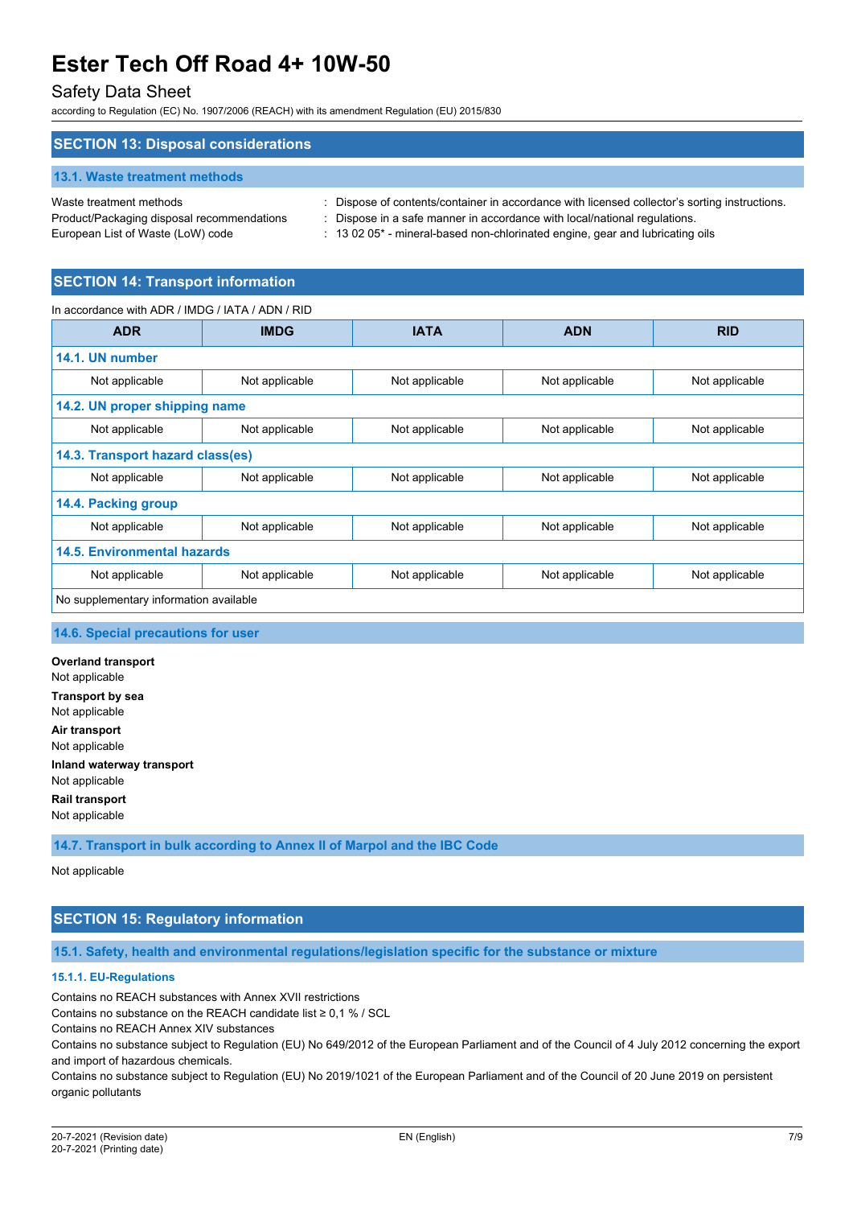## SECTION 13: Disposal considerations

### 13.1. Waste treatment methods

Waste treatment methods : Dispose of contents/container in accordance with licensed collector's sorting instructions.

Product/Packaging disposal recommendations : Dispose in a safe manner in accordance with local/national regulations.

European List of Waste (LoW) code : 13 02 05* - mineral-based non-chlorinated engine, gear and lubricating oils

## SECTION 14: Transport information

In accordance with ADR / IMDG / IATA / ADN / RID

| ADR | IMDG | IATA | ADN | RID |
|---|---|---|---|---|
| **14.1. UN number** | | | | |
| Not applicable | Not applicable | Not applicable | Not applicable | Not applicable |
| **14.2. UN proper shipping name** | | | | |
| Not applicable | Not applicable | Not applicable | Not applicable | Not applicable |
| **14.3. Transport hazard class(es)** | | | | |
| Not applicable | Not applicable | Not applicable | Not applicable | Not applicable |
| **14.4. Packing group** | | | | |
| Not applicable | Not applicable | Not applicable | Not applicable | Not applicable |
| **14.5. Environmental hazards** | | | | |
| Not applicable | Not applicable | Not applicable | Not applicable | Not applicable |
| No supplementary information available | | | | |

### 14.6. Special precautions for user

**Overland transport**
Not applicable

**Transport by sea**
Not applicable

**Air transport**
Not applicable

**Inland waterway transport**
Not applicable

**Rail transport**
Not applicable

### 14.7. Transport in bulk according to Annex II of Marpol and the IBC Code

Not applicable

## SECTION 15: Regulatory information

### 15.1. Safety, health and environmental regulations/legislation specific for the substance or mixture

#### 15.1.1. EU-Regulations

Contains no REACH substances with Annex XVII restrictions
Contains no substance on the REACH candidate list ≥ 0,1 % / SCL
Contains no REACH Annex XIV substances
Contains no substance subject to Regulation (EU) No 649/2012 of the European Parliament and of the Council of 4 July 2012 concerning the export and import of hazardous chemicals.
Contains no substance subject to Regulation (EU) No 2019/1021 of the European Parliament and of the Council of 20 June 2019 on persistent organic pollutants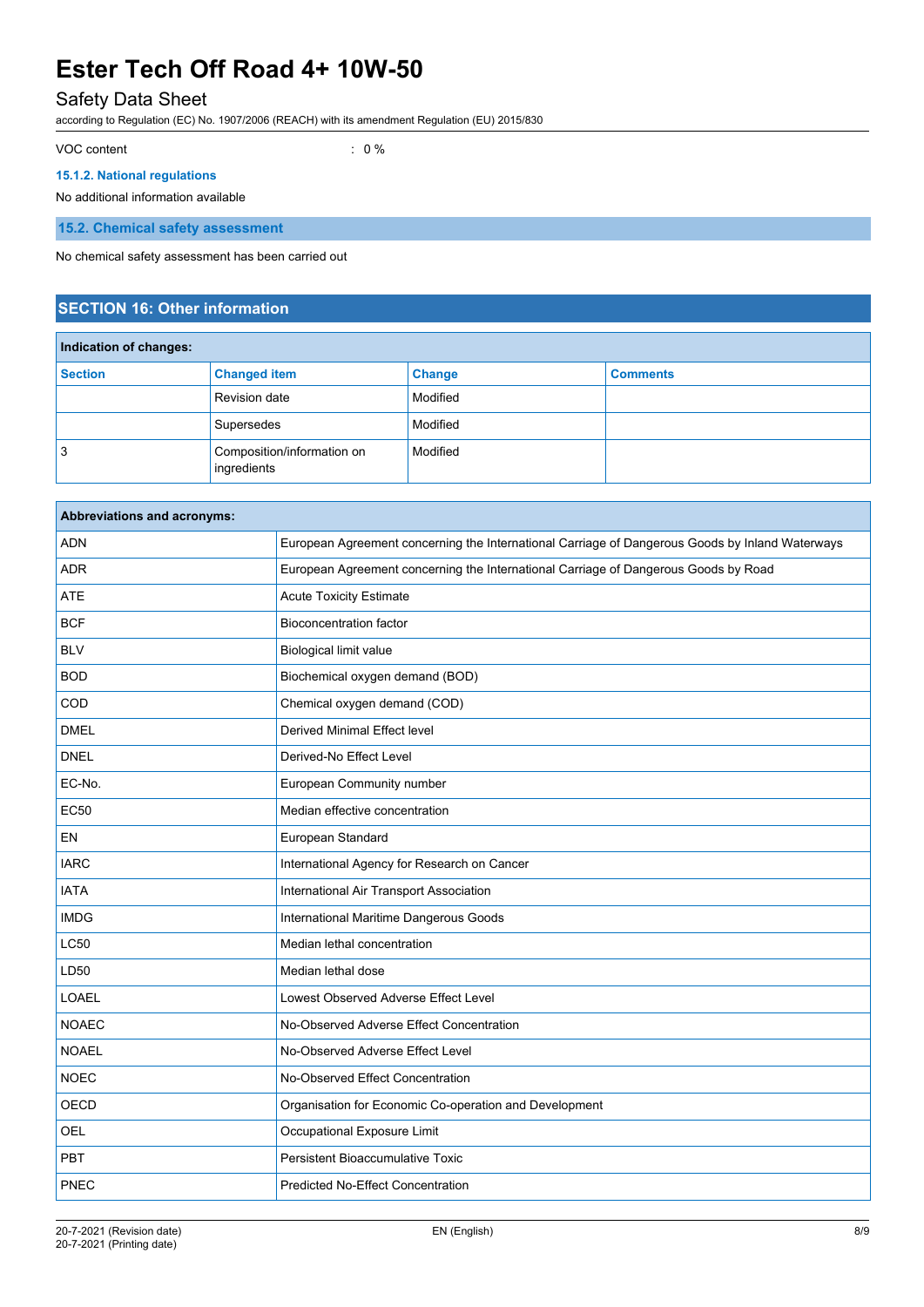VOC content : 0 %

#### 15.1.2. National regulations

No additional information available

### 15.2. Chemical safety assessment

No chemical safety assessment has been carried out

## SECTION 16: Other information

| Indication of changes: | | | |
|---|---|---|---|
| **Section** | **Changed item** | **Change** | **Comments** |
| | Revision date | Modified | |
| | Supersedes | Modified | |
| 3 | Composition/information on ingredients | Modified | |

| Abbreviations and acronyms: | |
|---|---|
| ADN | European Agreement concerning the International Carriage of Dangerous Goods by Inland Waterways |
| ADR | European Agreement concerning the International Carriage of Dangerous Goods by Road |
| ATE | Acute Toxicity Estimate |
| BCF | Bioconcentration factor |
| BLV | Biological limit value |
| BOD | Biochemical oxygen demand (BOD) |
| COD | Chemical oxygen demand (COD) |
| DMEL | Derived Minimal Effect level |
| DNEL | Derived-No Effect Level |
| EC-No. | European Community number |
| EC50 | Median effective concentration |
| EN | European Standard |
| IARC | International Agency for Research on Cancer |
| IATA | International Air Transport Association |
| IMDG | International Maritime Dangerous Goods |
| LC50 | Median lethal concentration |
| LD50 | Median lethal dose |
| LOAEL | Lowest Observed Adverse Effect Level |
| NOAEC | No-Observed Adverse Effect Concentration |
| NOAEL | No-Observed Adverse Effect Level |
| NOEC | No-Observed Effect Concentration |
| OECD | Organisation for Economic Co-operation and Development |
| OEL | Occupational Exposure Limit |
| PBT | Persistent Bioaccumulative Toxic |
| PNEC | Predicted No-Effect Concentration |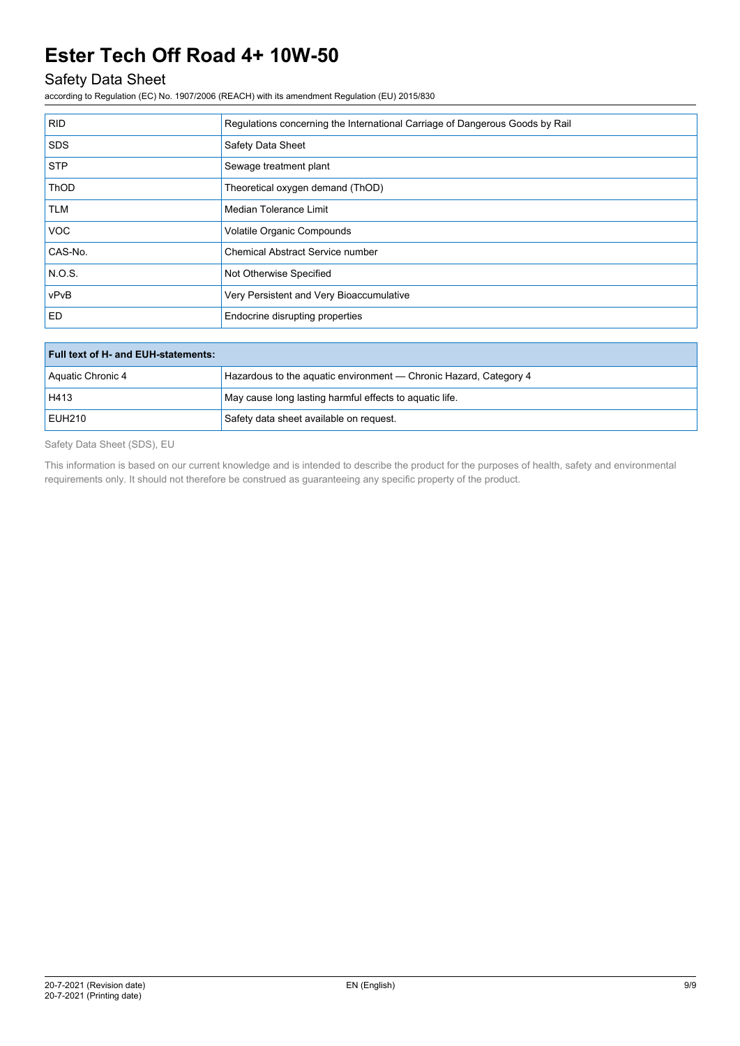| | |
|---|---|
| RID | Regulations concerning the International Carriage of Dangerous Goods by Rail |
| SDS | Safety Data Sheet |
| STP | Sewage treatment plant |
| ThOD | Theoretical oxygen demand (ThOD) |
| TLM | Median Tolerance Limit |
| VOC | Volatile Organic Compounds |
| CAS-No. | Chemical Abstract Service number |
| N.O.S. | Not Otherwise Specified |
| vPvB | Very Persistent and Very Bioaccumulative |
| ED | Endocrine disrupting properties |

| **Full text of H- and EUH-statements:** | |
|---|---|
| Aquatic Chronic 4 | Hazardous to the aquatic environment — Chronic Hazard, Category 4 |
| H413 | May cause long lasting harmful effects to aquatic life. |
| EUH210 | Safety data sheet available on request. |

Safety Data Sheet (SDS), EU

This information is based on our current knowledge and is intended to describe the product for the purposes of health, safety and environmental requirements only. It should not therefore be construed as guaranteeing any specific property of the product.

20-7-2021 (Revision date)
20-7-2021 (Printing date)